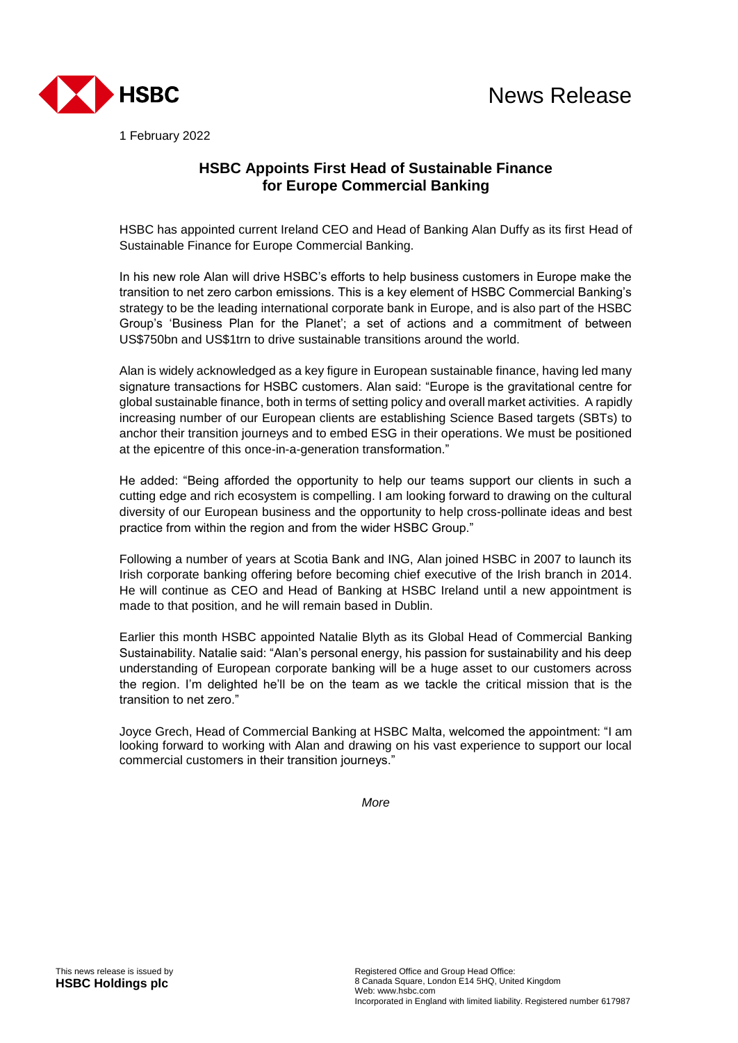News Release

1 February 2022

# HSBC Appoints First Head of Sustainable Finance for Europe Commercial Banking

HSBC has appointed current Ireland CEO and Head of Banking Alan Duffy as its first Head of Sustainable Finance for Europe Commercial Banking.

In his new role Alan will drive HSBC's efforts to help business customers in Europe make the transition to net zero carbon emissions. This is a key element of HSBC Commercial Banking's strategy to be the leading international corporate bank in Europe, and is also part of the HSBC Group's 'Business Plan for the Planet'; a set of actions and a commitment of between US$750bn and US$1trn to drive sustainable transitions around the world.

Alan is widely acknowledged as a key figure in European sustainable finance, having led many signature transactions for HSBC customers. Alan said: "Europe is the gravitational centre for global sustainable finance, both in terms of setting policy and overall market activities. A rapidly increasing number of our European clients are establishing Science Based targets (SBTs) to anchor their transition journeys and to embed ESG in their operations. We must be positioned at the epicentre of this once-in-a-generation transformation."

He added: "Being afforded the opportunity to help our teams support our clients in such a cutting edge and rich ecosystem is compelling. I am looking forward to drawing on the cultural diversity of our European business and the opportunity to help cross-pollinate ideas and best practice from within the region and from the wider HSBC Group."

Following a number of years at Scotia Bank and ING, Alan joined HSBC in 2007 to launch its Irish corporate banking offering before becoming chief executive of the Irish branch in 2014. He will continue as CEO and Head of Banking at HSBC Ireland until a new appointment is made to that position, and he will remain based in Dublin.

Earlier this month HSBC appointed Natalie Blyth as its Global Head of Commercial Banking Sustainability. Natalie said: "Alan's personal energy, his passion for sustainability and his deep understanding of European corporate banking will be a huge asset to our customers across the region. I'm delighted he'll be on the team as we tackle the critical mission that is the transition to net zero."

Joyce Grech, Head of Commercial Banking at HSBC Malta, welcomed the appointment: "I am looking forward to working with Alan and drawing on his vast experience to support our local commercial customers in their transition journeys."

*More*

This news release is issued by
**HSBC Holdings plc**

Registered Office and Group Head Office:
8 Canada Square, London E14 5HQ, United Kingdom
Web: www.hsbc.com
Incorporated in England with limited liability. Registered number 617987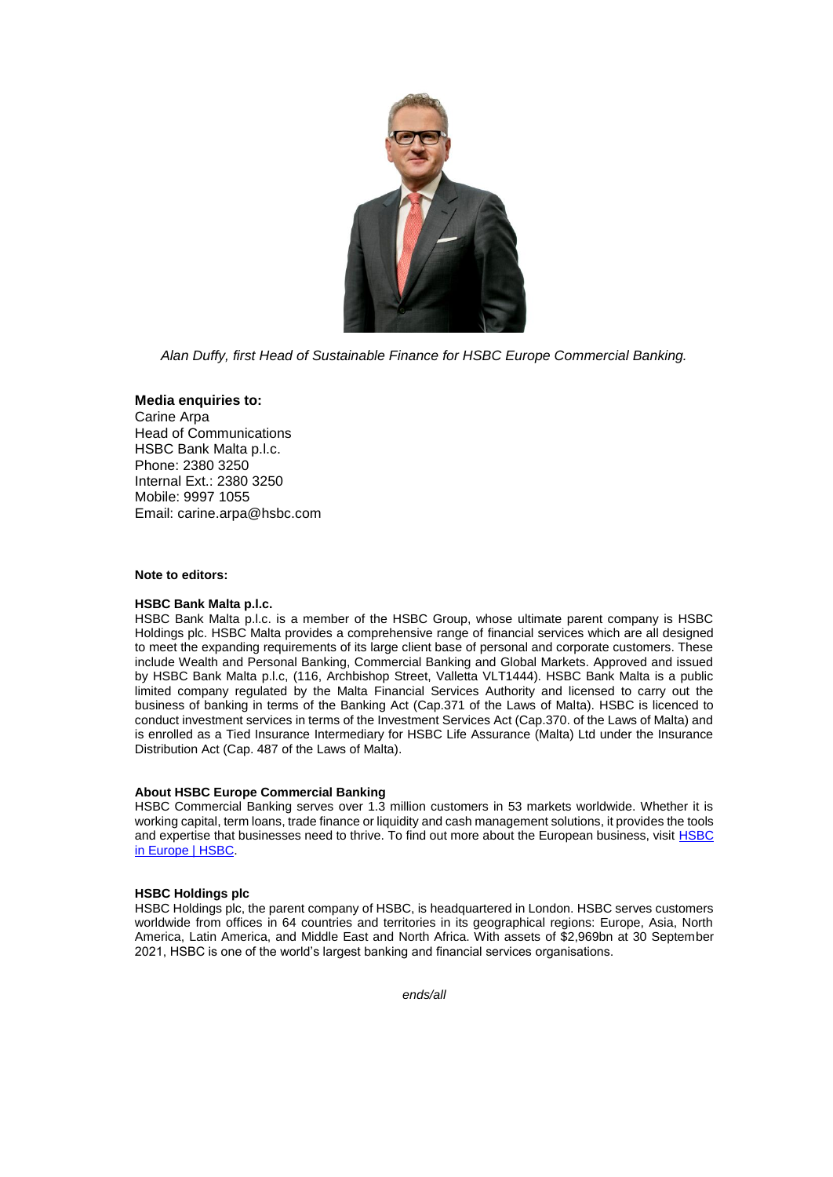*Alan Duffy, first Head of Sustainable Finance for HSBC Europe Commercial Banking.*

**Media enquiries to:**
Carine Arpa
Head of Communications
HSBC Bank Malta p.l.c.
Phone: 2380 3250
Internal Ext.: 2380 3250
Mobile: 9997 1055
Email: carine.arpa@hsbc.com

**Note to editors:**

**HSBC Bank Malta p.l.c.**
HSBC Bank Malta p.l.c. is a member of the HSBC Group, whose ultimate parent company is HSBC Holdings plc. HSBC Malta provides a comprehensive range of financial services which are all designed to meet the expanding requirements of its large client base of personal and corporate customers. These include Wealth and Personal Banking, Commercial Banking and Global Markets. Approved and issued by HSBC Bank Malta p.l.c, (116, Archbishop Street, Valletta VLT1444). HSBC Bank Malta is a public limited company regulated by the Malta Financial Services Authority and licensed to carry out the business of banking in terms of the Banking Act (Cap.371 of the Laws of Malta). HSBC is licenced to conduct investment services in terms of the Investment Services Act (Cap.370. of the Laws of Malta) and is enrolled as a Tied Insurance Intermediary for HSBC Life Assurance (Malta) Ltd under the Insurance Distribution Act (Cap. 487 of the Laws of Malta).

**About HSBC Europe Commercial Banking**
HSBC Commercial Banking serves over 1.3 million customers in 53 markets worldwide. Whether it is working capital, term loans, trade finance or liquidity and cash management solutions, it provides the tools and expertise that businesses need to thrive. To find out more about the European business, visit [HSBC in Europe | HSBC](#).

**HSBC Holdings plc**
HSBC Holdings plc, the parent company of HSBC, is headquartered in London. HSBC serves customers worldwide from offices in 64 countries and territories in its geographical regions: Europe, Asia, North America, Latin America, and Middle East and North Africa. With assets of $2,969bn at 30 September 2021, HSBC is one of the world's largest banking and financial services organisations.

*ends/all*